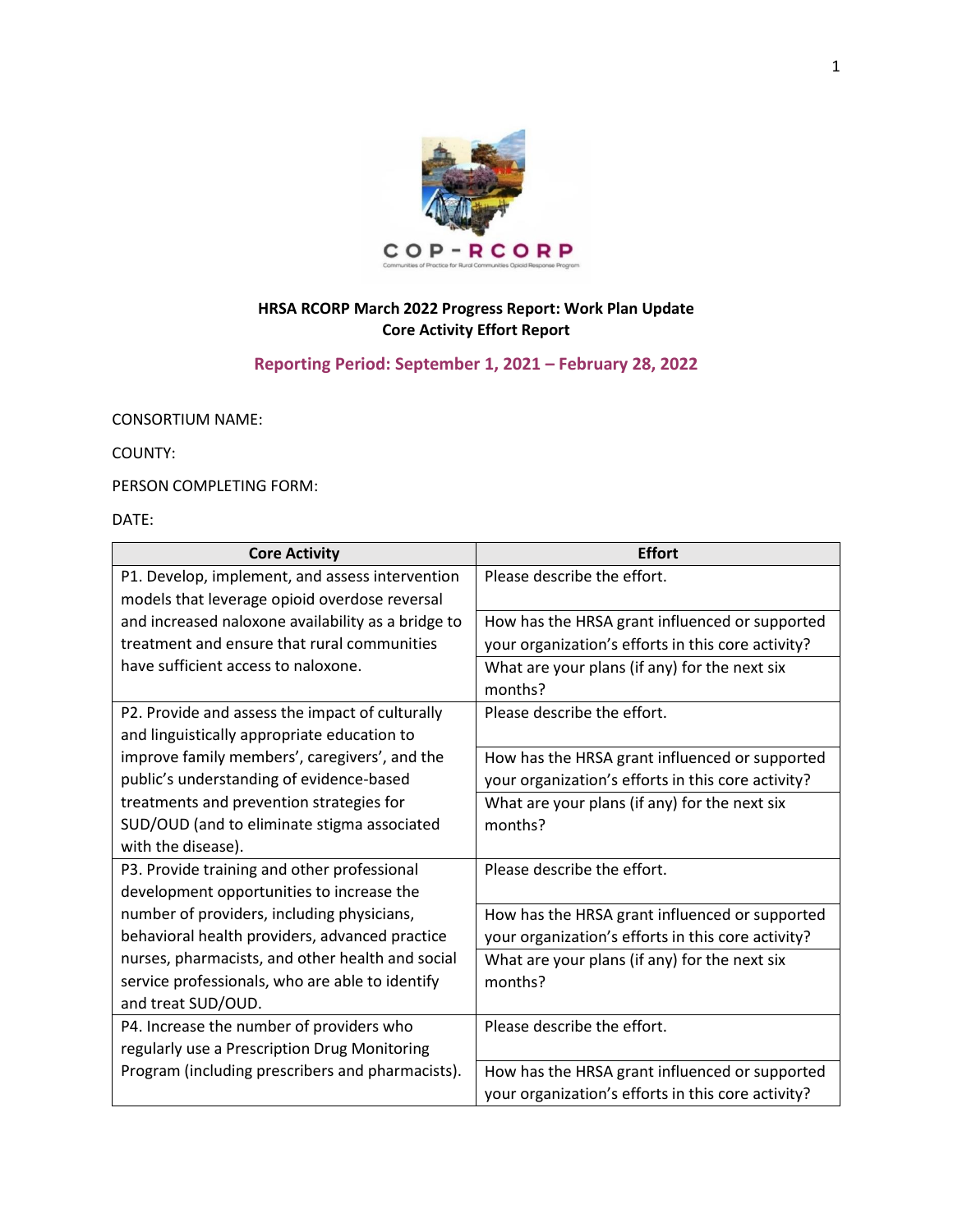COP-RCORP
Communities of Practice for Rural Communities Opioid Response Program

**HRSA RCORP March 2022 Progress Report: Work Plan Update**
**Core Activity Effort Report**

**Reporting Period: September 1, 2021 – February 28, 2022**

CONSORTIUM NAME:

COUNTY:

PERSON COMPLETING FORM:

DATE:

| Core Activity | Effort |
|---|---|
| P1. Develop, implement, and assess intervention models that leverage opioid overdose reversal and increased naloxone availability as a bridge to treatment and ensure that rural communities have sufficient access to naloxone. | Please describe the effort. |
| | How has the HRSA grant influenced or supported your organization's efforts in this core activity? |
| | What are your plans (if any) for the next six months? |
| P2. Provide and assess the impact of culturally and linguistically appropriate education to improve family members', caregivers', and the public's understanding of evidence-based treatments and prevention strategies for SUD/OUD (and to eliminate stigma associated with the disease). | Please describe the effort. |
| | How has the HRSA grant influenced or supported your organization's efforts in this core activity? |
| | What are your plans (if any) for the next six months? |
| P3. Provide training and other professional development opportunities to increase the number of providers, including physicians, behavioral health providers, advanced practice nurses, pharmacists, and other health and social service professionals, who are able to identify and treat SUD/OUD. | Please describe the effort. |
| | How has the HRSA grant influenced or supported your organization's efforts in this core activity? |
| | What are your plans (if any) for the next six months? |
| P4. Increase the number of providers who regularly use a Prescription Drug Monitoring Program (including prescribers and pharmacists). | Please describe the effort. |
| | How has the HRSA grant influenced or supported your organization's efforts in this core activity? |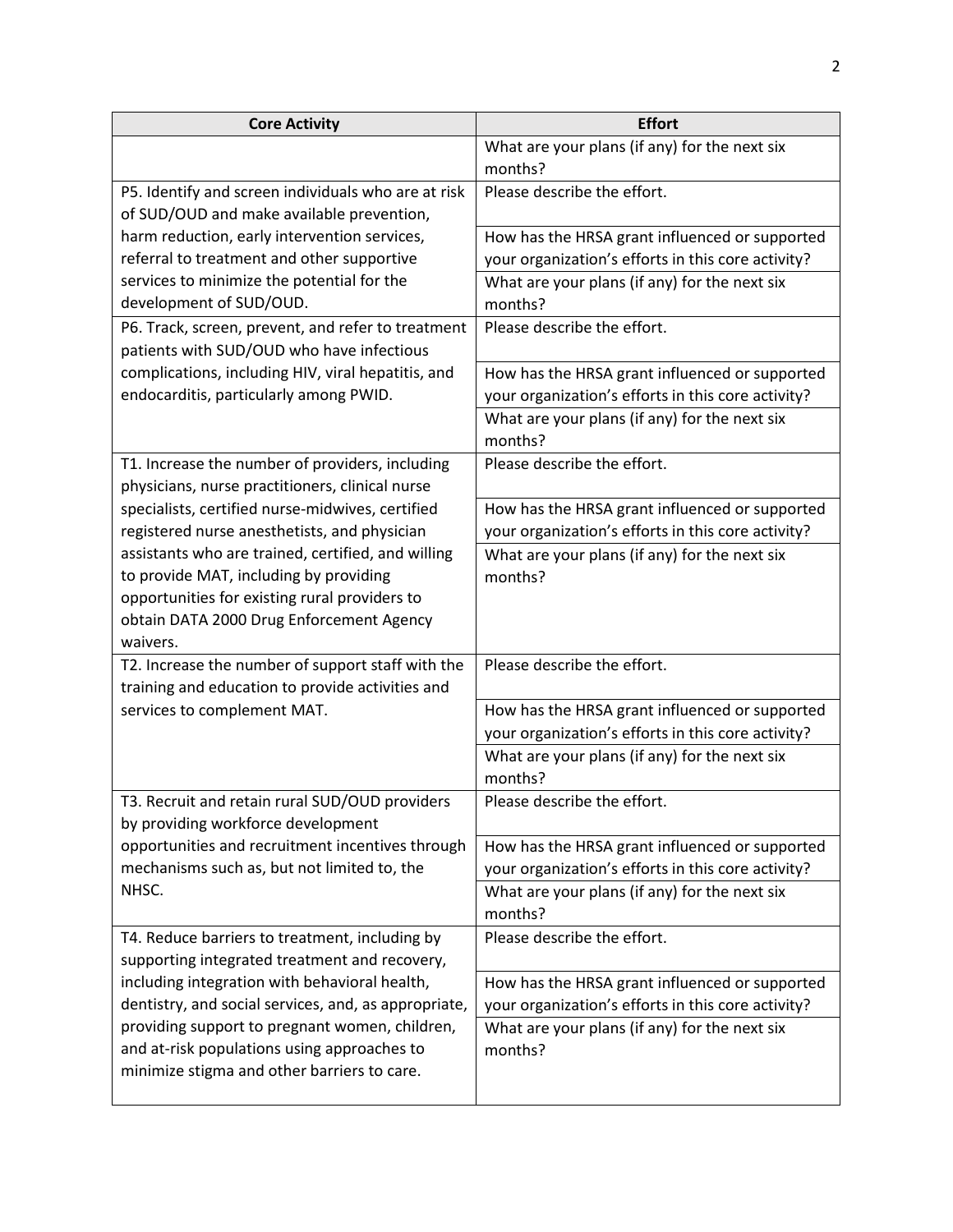| Core Activity | Effort |
|---|---|
| | What are your plans (if any) for the next six months? |
| P5. Identify and screen individuals who are at risk of SUD/OUD and make available prevention, harm reduction, early intervention services, referral to treatment and other supportive services to minimize the potential for the development of SUD/OUD. | Please describe the effort. |
| | How has the HRSA grant influenced or supported your organization's efforts in this core activity? |
| | What are your plans (if any) for the next six months? |
| P6. Track, screen, prevent, and refer to treatment patients with SUD/OUD who have infectious complications, including HIV, viral hepatitis, and endocarditis, particularly among PWID. | Please describe the effort. |
| | How has the HRSA grant influenced or supported your organization's efforts in this core activity? |
| | What are your plans (if any) for the next six months? |
| T1. Increase the number of providers, including physicians, nurse practitioners, clinical nurse specialists, certified nurse-midwives, certified registered nurse anesthetists, and physician assistants who are trained, certified, and willing to provide MAT, including by providing opportunities for existing rural providers to obtain DATA 2000 Drug Enforcement Agency waivers. | Please describe the effort. |
| | How has the HRSA grant influenced or supported your organization's efforts in this core activity? |
| | What are your plans (if any) for the next six months? |
| T2. Increase the number of support staff with the training and education to provide activities and services to complement MAT. | Please describe the effort. |
| | How has the HRSA grant influenced or supported your organization's efforts in this core activity? |
| | What are your plans (if any) for the next six months? |
| T3. Recruit and retain rural SUD/OUD providers by providing workforce development opportunities and recruitment incentives through mechanisms such as, but not limited to, the NHSC. | Please describe the effort. |
| | How has the HRSA grant influenced or supported your organization's efforts in this core activity? |
| | What are your plans (if any) for the next six months? |
| T4. Reduce barriers to treatment, including by supporting integrated treatment and recovery, including integration with behavioral health, dentistry, and social services, and, as appropriate, providing support to pregnant women, children, and at-risk populations using approaches to minimize stigma and other barriers to care. | Please describe the effort. |
| | How has the HRSA grant influenced or supported your organization's efforts in this core activity? |
| | What are your plans (if any) for the next six months? |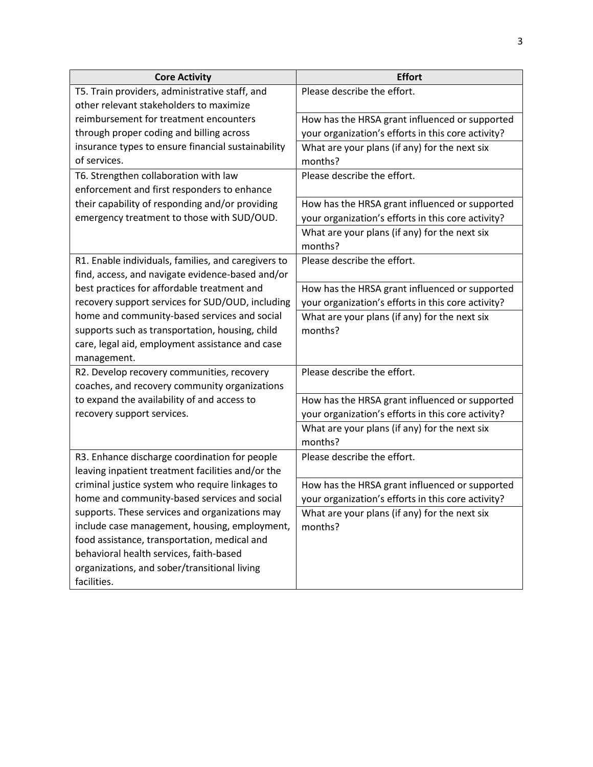| Core Activity | Effort |
|---|---|
| T5. Train providers, administrative staff, and other relevant stakeholders to maximize reimbursement for treatment encounters through proper coding and billing across insurance types to ensure financial sustainability of services. | Please describe the effort. |
| | How has the HRSA grant influenced or supported your organization's efforts in this core activity? |
| | What are your plans (if any) for the next six months? |
| T6. Strengthen collaboration with law enforcement and first responders to enhance their capability of responding and/or providing emergency treatment to those with SUD/OUD. | Please describe the effort. |
| | How has the HRSA grant influenced or supported your organization's efforts in this core activity? |
| | What are your plans (if any) for the next six months? |
| R1. Enable individuals, families, and caregivers to find, access, and navigate evidence-based and/or best practices for affordable treatment and recovery support services for SUD/OUD, including home and community-based services and social supports such as transportation, housing, child care, legal aid, employment assistance and case management. | Please describe the effort. |
| | How has the HRSA grant influenced or supported your organization's efforts in this core activity? |
| | What are your plans (if any) for the next six months? |
| R2. Develop recovery communities, recovery coaches, and recovery community organizations to expand the availability of and access to recovery support services. | Please describe the effort. |
| | How has the HRSA grant influenced or supported your organization's efforts in this core activity? |
| | What are your plans (if any) for the next six months? |
| R3. Enhance discharge coordination for people leaving inpatient treatment facilities and/or the criminal justice system who require linkages to home and community-based services and social supports. These services and organizations may include case management, housing, employment, food assistance, transportation, medical and behavioral health services, faith-based organizations, and sober/transitional living facilities. | Please describe the effort. |
| | How has the HRSA grant influenced or supported your organization's efforts in this core activity? |
| | What are your plans (if any) for the next six months? |